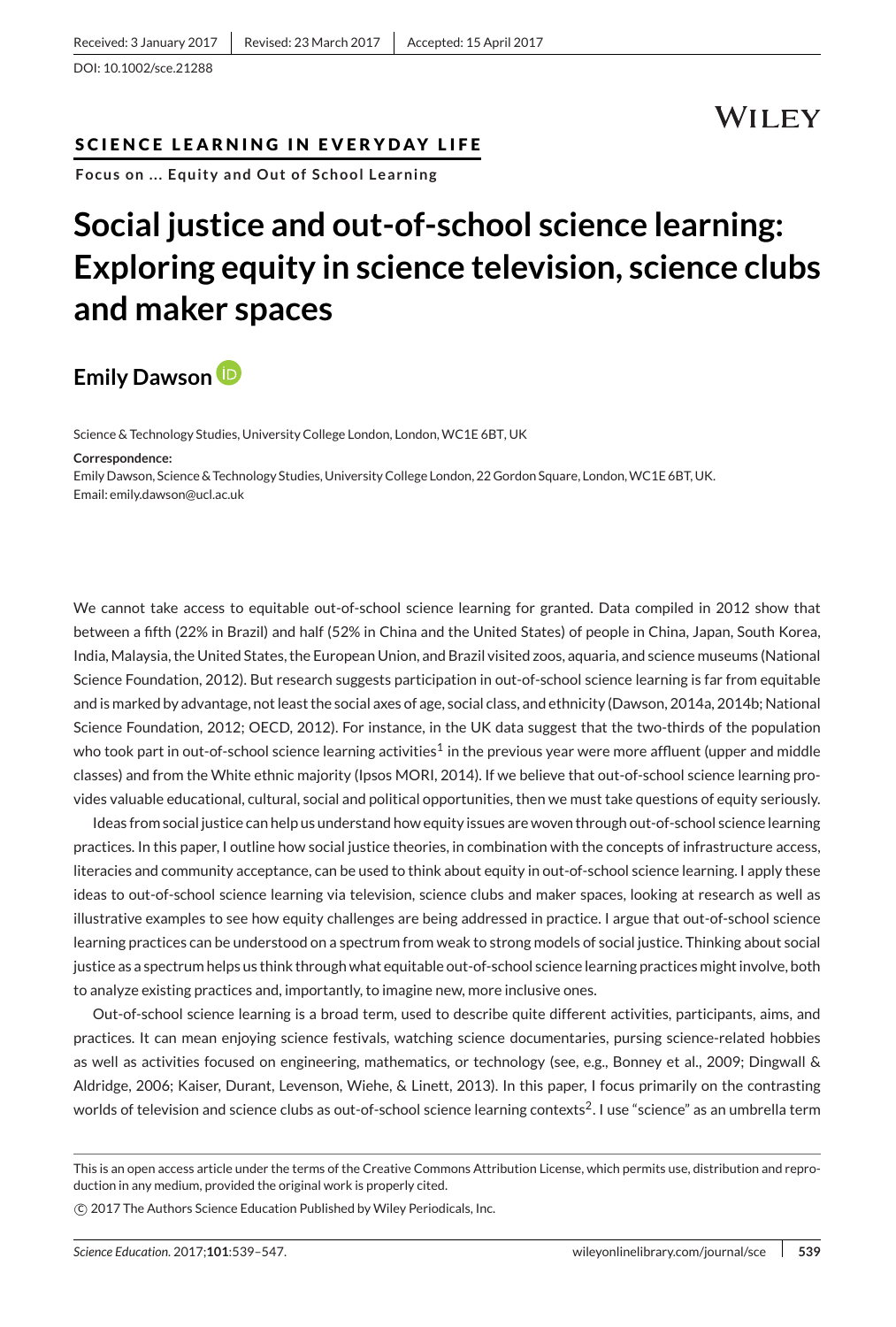Received: 3 January 2017 | Revised: 23 March 2017 | Accepted: 15 April 2017

DOI: 10.1002/sce.21288

WILEY

**SCIENCE LEARNING IN EVERYDAY LIFE**

**Focus on ... Equity and Out of School Learning**

# Social justice and out-of-school science learning: Exploring equity in science television, science clubs and maker spaces

**Emily Dawson**

Science & Technology Studies, University College London, London, WC1E 6BT, UK

**Correspondence:**
Emily Dawson, Science & Technology Studies, University College London, 22 Gordon Square, London, WC1E 6BT, UK.
Email: emily.dawson@ucl.ac.uk

We cannot take access to equitable out-of-school science learning for granted. Data compiled in 2012 show that between a fifth (22% in Brazil) and half (52% in China and the United States) of people in China, Japan, South Korea, India, Malaysia, the United States, the European Union, and Brazil visited zoos, aquaria, and science museums (National Science Foundation, 2012). But research suggests participation in out-of-school science learning is far from equitable and is marked by advantage, not least the social axes of age, social class, and ethnicity (Dawson, 2014a, 2014b; National Science Foundation, 2012; OECD, 2012). For instance, in the UK data suggest that the two-thirds of the population who took part in out-of-school science learning activities[1] in the previous year were more affluent (upper and middle classes) and from the White ethnic majority (Ipsos MORI, 2014). If we believe that out-of-school science learning provides valuable educational, cultural, social and political opportunities, then we must take questions of equity seriously.

Ideas from social justice can help us understand how equity issues are woven through out-of-school science learning practices. In this paper, I outline how social justice theories, in combination with the concepts of infrastructure access, literacies and community acceptance, can be used to think about equity in out-of-school science learning. I apply these ideas to out-of-school science learning via television, science clubs and maker spaces, looking at research as well as illustrative examples to see how equity challenges are being addressed in practice. I argue that out-of-school science learning practices can be understood on a spectrum from weak to strong models of social justice. Thinking about social justice as a spectrum helps us think through what equitable out-of-school science learning practices might involve, both to analyze existing practices and, importantly, to imagine new, more inclusive ones.

Out-of-school science learning is a broad term, used to describe quite different activities, participants, aims, and practices. It can mean enjoying science festivals, watching science documentaries, pursing science-related hobbies as well as activities focused on engineering, mathematics, or technology (see, e.g., Bonney et al., 2009; Dingwall & Aldridge, 2006; Kaiser, Durant, Levenson, Wiehe, & Linett, 2013). In this paper, I focus primarily on the contrasting worlds of television and science clubs as out-of-school science learning contexts[2]. I use "science" as an umbrella term

This is an open access article under the terms of the Creative Commons Attribution License, which permits use, distribution and reproduction in any medium, provided the original work is properly cited.

© 2017 The Authors Science Education Published by Wiley Periodicals, Inc.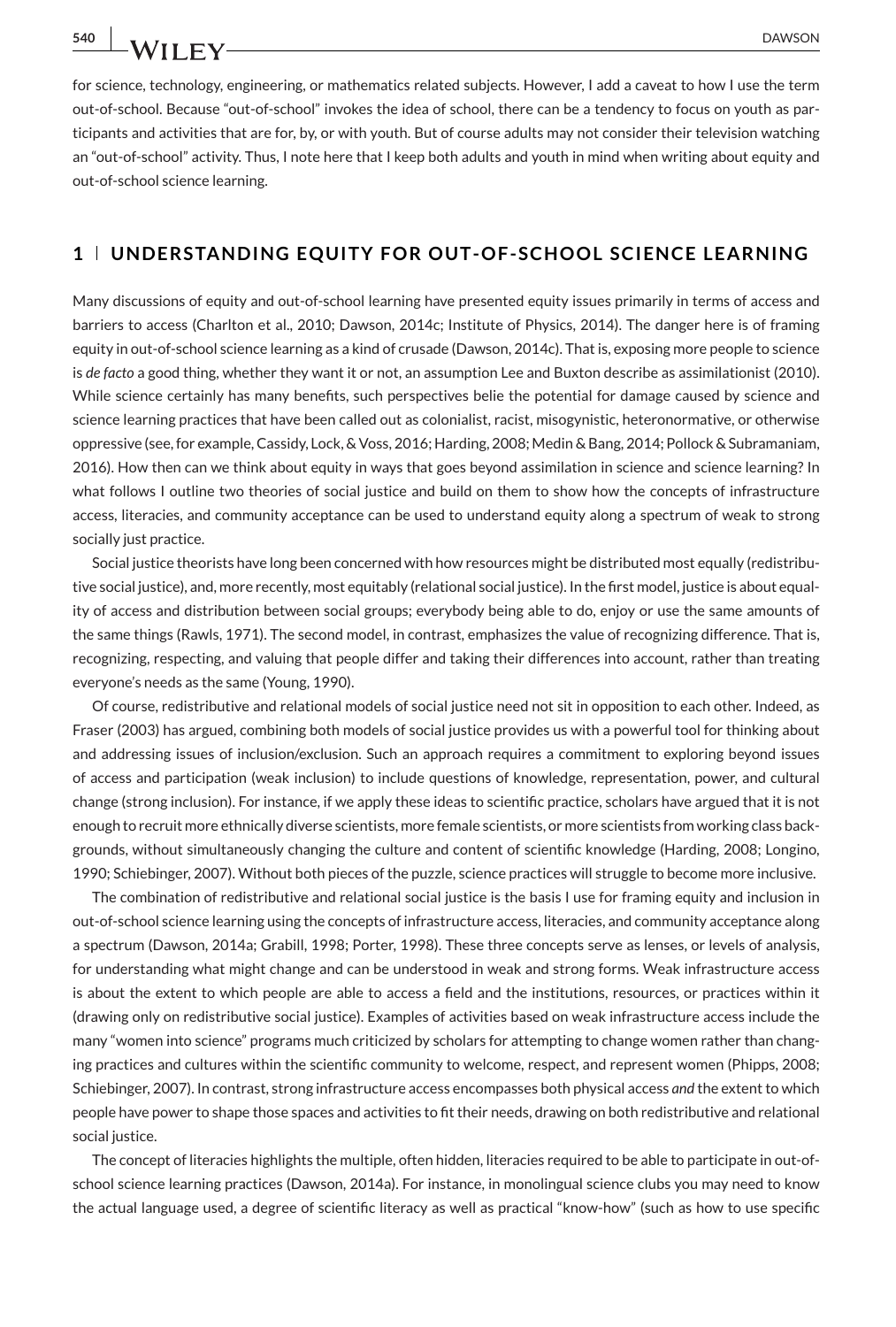for science, technology, engineering, or mathematics related subjects. However, I add a caveat to how I use the term out-of-school. Because "out-of-school" invokes the idea of school, there can be a tendency to focus on youth as participants and activities that are for, by, or with youth. But of course adults may not consider their television watching an "out-of-school" activity. Thus, I note here that I keep both adults and youth in mind when writing about equity and out-of-school science learning.

## 1 | UNDERSTANDING EQUITY FOR OUT-OF-SCHOOL SCIENCE LEARNING

Many discussions of equity and out-of-school learning have presented equity issues primarily in terms of access and barriers to access (Charlton et al., 2010; Dawson, 2014c; Institute of Physics, 2014). The danger here is of framing equity in out-of-school science learning as a kind of crusade (Dawson, 2014c). That is, exposing more people to science is *de facto* a good thing, whether they want it or not, an assumption Lee and Buxton describe as assimilationist (2010). While science certainly has many benefits, such perspectives belie the potential for damage caused by science and science learning practices that have been called out as colonialist, racist, misogynistic, heteronormative, or otherwise oppressive (see, for example, Cassidy, Lock, & Voss, 2016; Harding, 2008; Medin & Bang, 2014; Pollock & Subramaniam, 2016). How then can we think about equity in ways that goes beyond assimilation in science and science learning? In what follows I outline two theories of social justice and build on them to show how the concepts of infrastructure access, literacies, and community acceptance can be used to understand equity along a spectrum of weak to strong socially just practice.

Social justice theorists have long been concerned with how resources might be distributed most equally (redistributive social justice), and, more recently, most equitably (relational social justice). In the first model, justice is about equality of access and distribution between social groups; everybody being able to do, enjoy or use the same amounts of the same things (Rawls, 1971). The second model, in contrast, emphasizes the value of recognizing difference. That is, recognizing, respecting, and valuing that people differ and taking their differences into account, rather than treating everyone's needs as the same (Young, 1990).

Of course, redistributive and relational models of social justice need not sit in opposition to each other. Indeed, as Fraser (2003) has argued, combining both models of social justice provides us with a powerful tool for thinking about and addressing issues of inclusion/exclusion. Such an approach requires a commitment to exploring beyond issues of access and participation (weak inclusion) to include questions of knowledge, representation, power, and cultural change (strong inclusion). For instance, if we apply these ideas to scientific practice, scholars have argued that it is not enough to recruit more ethnically diverse scientists, more female scientists, or more scientists from working class backgrounds, without simultaneously changing the culture and content of scientific knowledge (Harding, 2008; Longino, 1990; Schiebinger, 2007). Without both pieces of the puzzle, science practices will struggle to become more inclusive.

The combination of redistributive and relational social justice is the basis I use for framing equity and inclusion in out-of-school science learning using the concepts of infrastructure access, literacies, and community acceptance along a spectrum (Dawson, 2014a; Grabill, 1998; Porter, 1998). These three concepts serve as lenses, or levels of analysis, for understanding what might change and can be understood in weak and strong forms. Weak infrastructure access is about the extent to which people are able to access a field and the institutions, resources, or practices within it (drawing only on redistributive social justice). Examples of activities based on weak infrastructure access include the many "women into science" programs much criticized by scholars for attempting to change women rather than changing practices and cultures within the scientific community to welcome, respect, and represent women (Phipps, 2008; Schiebinger, 2007). In contrast, strong infrastructure access encompasses both physical access *and* the extent to which people have power to shape those spaces and activities to fit their needs, drawing on both redistributive and relational social justice.

The concept of literacies highlights the multiple, often hidden, literacies required to be able to participate in out-of-school science learning practices (Dawson, 2014a). For instance, in monolingual science clubs you may need to know the actual language used, a degree of scientific literacy as well as practical "know-how" (such as how to use specific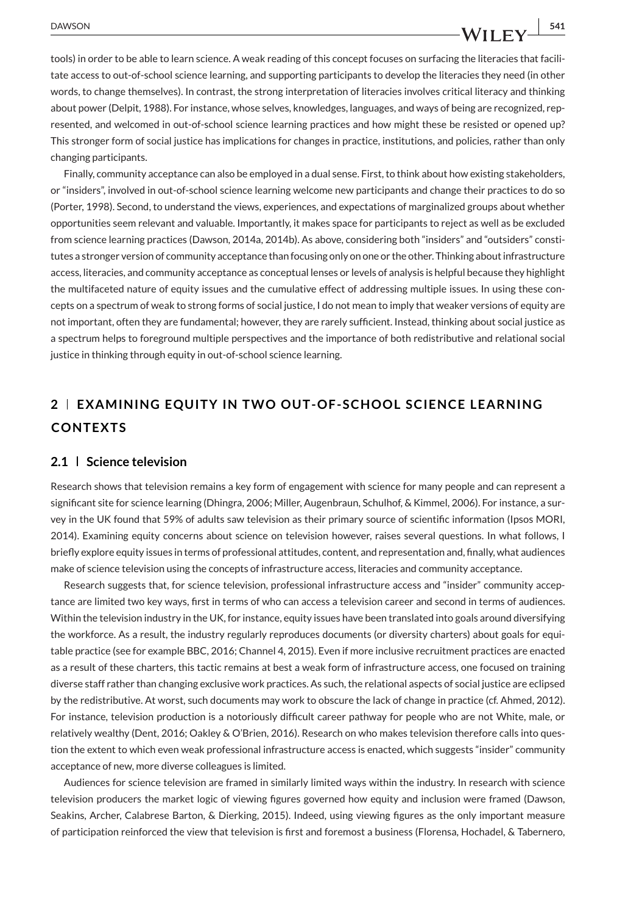tools) in order to be able to learn science. A weak reading of this concept focuses on surfacing the literacies that facilitate access to out-of-school science learning, and supporting participants to develop the literacies they need (in other words, to change themselves). In contrast, the strong interpretation of literacies involves critical literacy and thinking about power (Delpit, 1988). For instance, whose selves, knowledges, languages, and ways of being are recognized, represented, and welcomed in out-of-school science learning practices and how might these be resisted or opened up? This stronger form of social justice has implications for changes in practice, institutions, and policies, rather than only changing participants.

Finally, community acceptance can also be employed in a dual sense. First, to think about how existing stakeholders, or "insiders", involved in out-of-school science learning welcome new participants and change their practices to do so (Porter, 1998). Second, to understand the views, experiences, and expectations of marginalized groups about whether opportunities seem relevant and valuable. Importantly, it makes space for participants to reject as well as be excluded from science learning practices (Dawson, 2014a, 2014b). As above, considering both "insiders" and "outsiders" constitutes a stronger version of community acceptance than focusing only on one or the other. Thinking about infrastructure access, literacies, and community acceptance as conceptual lenses or levels of analysis is helpful because they highlight the multifaceted nature of equity issues and the cumulative effect of addressing multiple issues. In using these concepts on a spectrum of weak to strong forms of social justice, I do not mean to imply that weaker versions of equity are not important, often they are fundamental; however, they are rarely sufficient. Instead, thinking about social justice as a spectrum helps to foreground multiple perspectives and the importance of both redistributive and relational social justice in thinking through equity in out-of-school science learning.

## 2 | EXAMINING EQUITY IN TWO OUT-OF-SCHOOL SCIENCE LEARNING CONTEXTS

### 2.1 | Science television

Research shows that television remains a key form of engagement with science for many people and can represent a significant site for science learning (Dhingra, 2006; Miller, Augenbraun, Schulhof, & Kimmel, 2006). For instance, a survey in the UK found that 59% of adults saw television as their primary source of scientific information (Ipsos MORI, 2014). Examining equity concerns about science on television however, raises several questions. In what follows, I briefly explore equity issues in terms of professional attitudes, content, and representation and, finally, what audiences make of science television using the concepts of infrastructure access, literacies and community acceptance.

Research suggests that, for science television, professional infrastructure access and "insider" community acceptance are limited two key ways, first in terms of who can access a television career and second in terms of audiences. Within the television industry in the UK, for instance, equity issues have been translated into goals around diversifying the workforce. As a result, the industry regularly reproduces documents (or diversity charters) about goals for equitable practice (see for example BBC, 2016; Channel 4, 2015). Even if more inclusive recruitment practices are enacted as a result of these charters, this tactic remains at best a weak form of infrastructure access, one focused on training diverse staff rather than changing exclusive work practices. As such, the relational aspects of social justice are eclipsed by the redistributive. At worst, such documents may work to obscure the lack of change in practice (cf. Ahmed, 2012). For instance, television production is a notoriously difficult career pathway for people who are not White, male, or relatively wealthy (Dent, 2016; Oakley & O'Brien, 2016). Research on who makes television therefore calls into question the extent to which even weak professional infrastructure access is enacted, which suggests "insider" community acceptance of new, more diverse colleagues is limited.

Audiences for science television are framed in similarly limited ways within the industry. In research with science television producers the market logic of viewing figures governed how equity and inclusion were framed (Dawson, Seakins, Archer, Calabrese Barton, & Dierking, 2015). Indeed, using viewing figures as the only important measure of participation reinforced the view that television is first and foremost a business (Florensa, Hochadel, & Tabernero,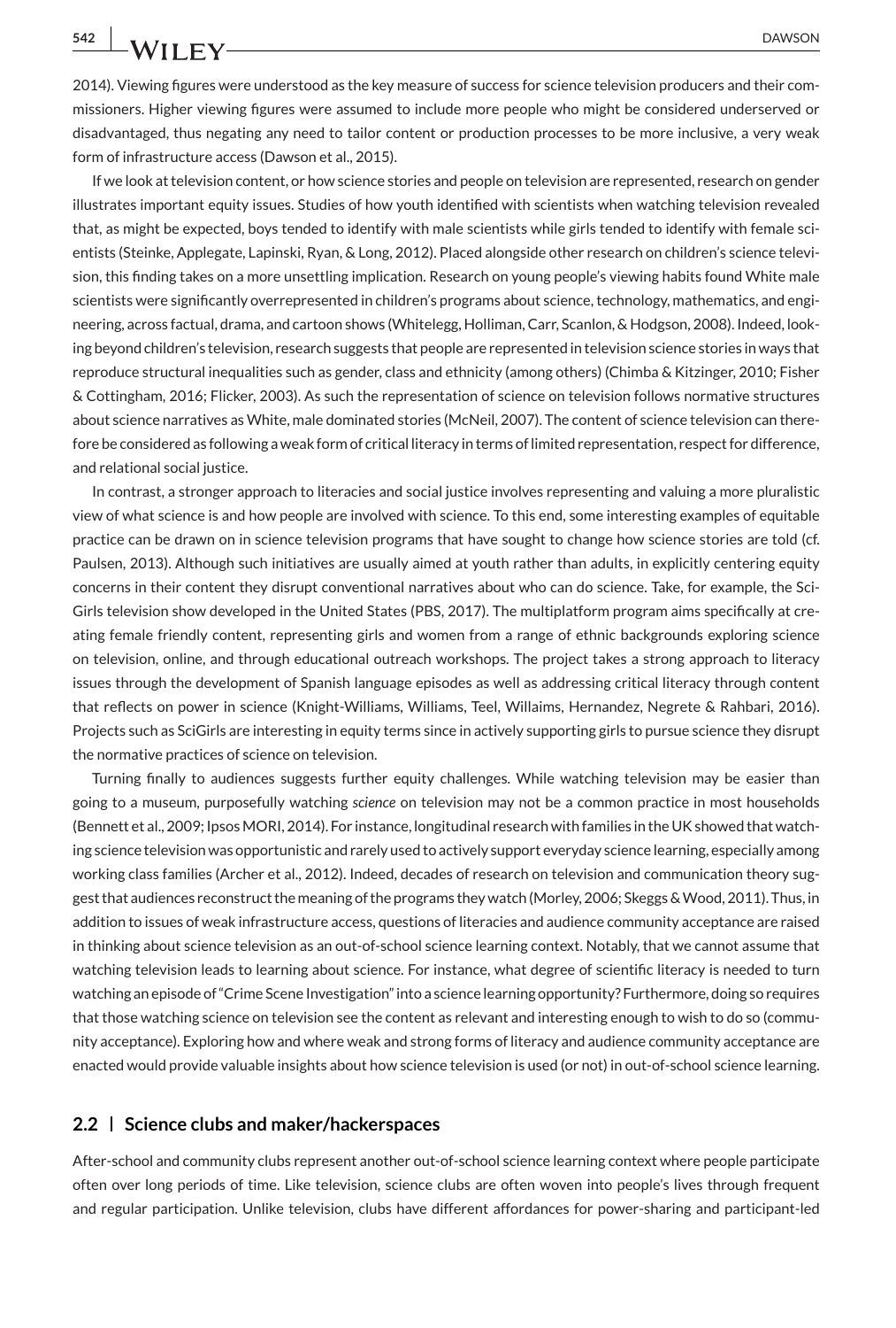2014). Viewing figures were understood as the key measure of success for science television producers and their commissioners. Higher viewing figures were assumed to include more people who might be considered underserved or disadvantaged, thus negating any need to tailor content or production processes to be more inclusive, a very weak form of infrastructure access (Dawson et al., 2015).

If we look at television content, or how science stories and people on television are represented, research on gender illustrates important equity issues. Studies of how youth identified with scientists when watching television revealed that, as might be expected, boys tended to identify with male scientists while girls tended to identify with female scientists (Steinke, Applegate, Lapinski, Ryan, & Long, 2012). Placed alongside other research on children's science television, this finding takes on a more unsettling implication. Research on young people's viewing habits found White male scientists were significantly overrepresented in children's programs about science, technology, mathematics, and engineering, across factual, drama, and cartoon shows (Whitelegg, Holliman, Carr, Scanlon, & Hodgson, 2008). Indeed, looking beyond children's television, research suggests that people are represented in television science stories in ways that reproduce structural inequalities such as gender, class and ethnicity (among others) (Chimba & Kitzinger, 2010; Fisher & Cottingham, 2016; Flicker, 2003). As such the representation of science on television follows normative structures about science narratives as White, male dominated stories (McNeil, 2007). The content of science television can therefore be considered as following a weak form of critical literacy in terms of limited representation, respect for difference, and relational social justice.

In contrast, a stronger approach to literacies and social justice involves representing and valuing a more pluralistic view of what science is and how people are involved with science. To this end, some interesting examples of equitable practice can be drawn on in science television programs that have sought to change how science stories are told (cf. Paulsen, 2013). Although such initiatives are usually aimed at youth rather than adults, in explicitly centering equity concerns in their content they disrupt conventional narratives about who can do science. Take, for example, the SciGirls television show developed in the United States (PBS, 2017). The multiplatform program aims specifically at creating female friendly content, representing girls and women from a range of ethnic backgrounds exploring science on television, online, and through educational outreach workshops. The project takes a strong approach to literacy issues through the development of Spanish language episodes as well as addressing critical literacy through content that reflects on power in science (Knight-Williams, Williams, Teel, Willaims, Hernandez, Negrete & Rahbari, 2016). Projects such as SciGirls are interesting in equity terms since in actively supporting girls to pursue science they disrupt the normative practices of science on television.

Turning finally to audiences suggests further equity challenges. While watching television may be easier than going to a museum, purposefully watching *science* on television may not be a common practice in most households (Bennett et al., 2009; Ipsos MORI, 2014). For instance, longitudinal research with families in the UK showed that watching science television was opportunistic and rarely used to actively support everyday science learning, especially among working class families (Archer et al., 2012). Indeed, decades of research on television and communication theory suggest that audiences reconstruct the meaning of the programs they watch (Morley, 2006; Skeggs & Wood, 2011). Thus, in addition to issues of weak infrastructure access, questions of literacies and audience community acceptance are raised in thinking about science television as an out-of-school science learning context. Notably, that we cannot assume that watching television leads to learning about science. For instance, what degree of scientific literacy is needed to turn watching an episode of "Crime Scene Investigation" into a science learning opportunity? Furthermore, doing so requires that those watching science on television see the content as relevant and interesting enough to wish to do so (community acceptance). Exploring how and where weak and strong forms of literacy and audience community acceptance are enacted would provide valuable insights about how science television is used (or not) in out-of-school science learning.

## 2.2 | Science clubs and maker/hackerspaces

After-school and community clubs represent another out-of-school science learning context where people participate often over long periods of time. Like television, science clubs are often woven into people's lives through frequent and regular participation. Unlike television, clubs have different affordances for power-sharing and participant-led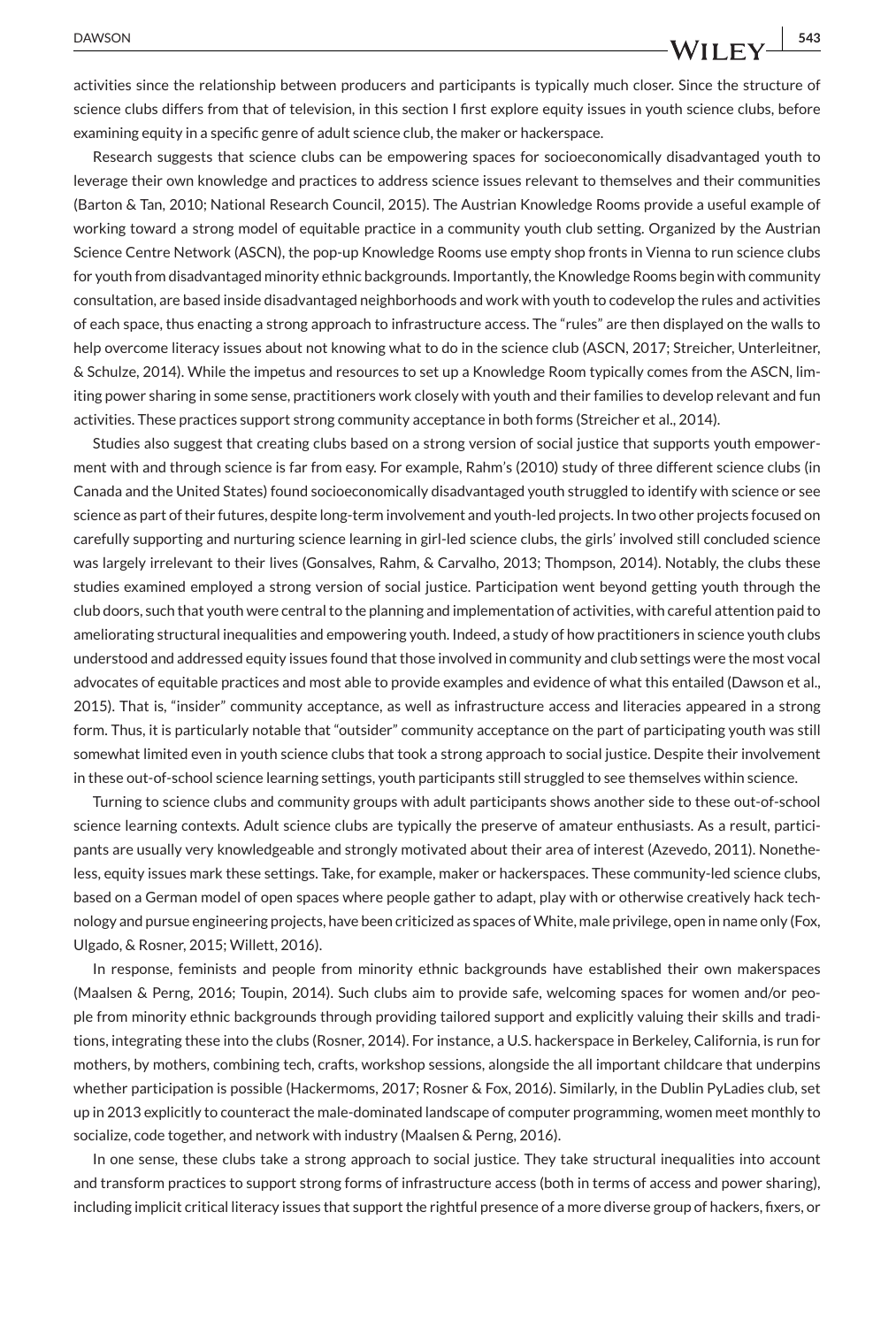activities since the relationship between producers and participants is typically much closer. Since the structure of science clubs differs from that of television, in this section I first explore equity issues in youth science clubs, before examining equity in a specific genre of adult science club, the maker or hackerspace.

Research suggests that science clubs can be empowering spaces for socioeconomically disadvantaged youth to leverage their own knowledge and practices to address science issues relevant to themselves and their communities (Barton & Tan, 2010; National Research Council, 2015). The Austrian Knowledge Rooms provide a useful example of working toward a strong model of equitable practice in a community youth club setting. Organized by the Austrian Science Centre Network (ASCN), the pop-up Knowledge Rooms use empty shop fronts in Vienna to run science clubs for youth from disadvantaged minority ethnic backgrounds. Importantly, the Knowledge Rooms begin with community consultation, are based inside disadvantaged neighborhoods and work with youth to codevelop the rules and activities of each space, thus enacting a strong approach to infrastructure access. The "rules" are then displayed on the walls to help overcome literacy issues about not knowing what to do in the science club (ASCN, 2017; Streicher, Unterleitner, & Schulze, 2014). While the impetus and resources to set up a Knowledge Room typically comes from the ASCN, limiting power sharing in some sense, practitioners work closely with youth and their families to develop relevant and fun activities. These practices support strong community acceptance in both forms (Streicher et al., 2014).

Studies also suggest that creating clubs based on a strong version of social justice that supports youth empowerment with and through science is far from easy. For example, Rahm's (2010) study of three different science clubs (in Canada and the United States) found socioeconomically disadvantaged youth struggled to identify with science or see science as part of their futures, despite long-term involvement and youth-led projects. In two other projects focused on carefully supporting and nurturing science learning in girl-led science clubs, the girls' involved still concluded science was largely irrelevant to their lives (Gonsalves, Rahm, & Carvalho, 2013; Thompson, 2014). Notably, the clubs these studies examined employed a strong version of social justice. Participation went beyond getting youth through the club doors, such that youth were central to the planning and implementation of activities, with careful attention paid to ameliorating structural inequalities and empowering youth. Indeed, a study of how practitioners in science youth clubs understood and addressed equity issues found that those involved in community and club settings were the most vocal advocates of equitable practices and most able to provide examples and evidence of what this entailed (Dawson et al., 2015). That is, "insider" community acceptance, as well as infrastructure access and literacies appeared in a strong form. Thus, it is particularly notable that "outsider" community acceptance on the part of participating youth was still somewhat limited even in youth science clubs that took a strong approach to social justice. Despite their involvement in these out-of-school science learning settings, youth participants still struggled to see themselves within science.

Turning to science clubs and community groups with adult participants shows another side to these out-of-school science learning contexts. Adult science clubs are typically the preserve of amateur enthusiasts. As a result, participants are usually very knowledgeable and strongly motivated about their area of interest (Azevedo, 2011). Nonetheless, equity issues mark these settings. Take, for example, maker or hackerspaces. These community-led science clubs, based on a German model of open spaces where people gather to adapt, play with or otherwise creatively hack technology and pursue engineering projects, have been criticized as spaces of White, male privilege, open in name only (Fox, Ulgado, & Rosner, 2015; Willett, 2016).

In response, feminists and people from minority ethnic backgrounds have established their own makerspaces (Maalsen & Perng, 2016; Toupin, 2014). Such clubs aim to provide safe, welcoming spaces for women and/or people from minority ethnic backgrounds through providing tailored support and explicitly valuing their skills and traditions, integrating these into the clubs (Rosner, 2014). For instance, a U.S. hackerspace in Berkeley, California, is run for mothers, by mothers, combining tech, crafts, workshop sessions, alongside the all important childcare that underpins whether participation is possible (Hackermoms, 2017; Rosner & Fox, 2016). Similarly, in the Dublin PyLadies club, set up in 2013 explicitly to counteract the male-dominated landscape of computer programming, women meet monthly to socialize, code together, and network with industry (Maalsen & Perng, 2016).

In one sense, these clubs take a strong approach to social justice. They take structural inequalities into account and transform practices to support strong forms of infrastructure access (both in terms of access and power sharing), including implicit critical literacy issues that support the rightful presence of a more diverse group of hackers, fixers, or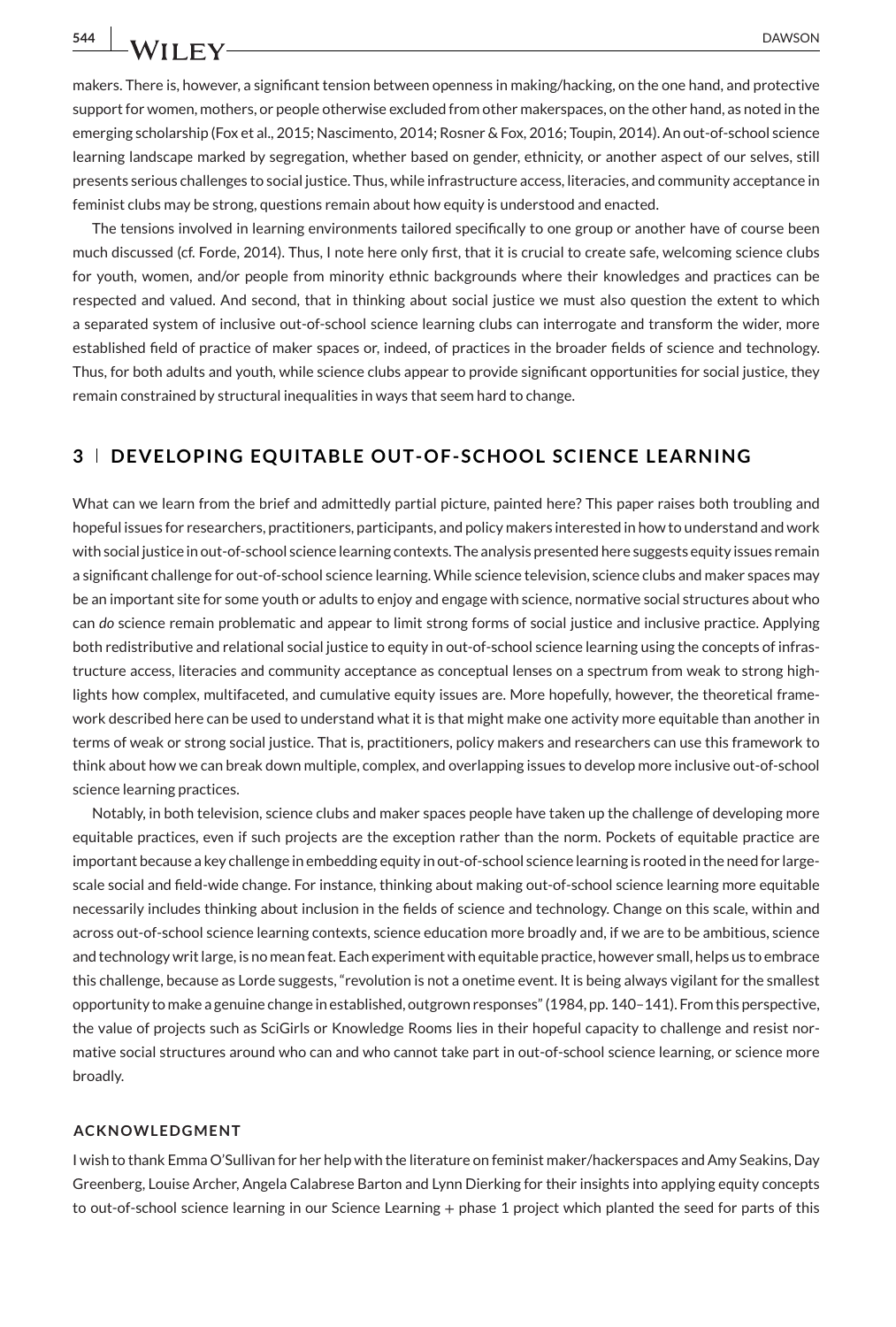makers. There is, however, a significant tension between openness in making/hacking, on the one hand, and protective support for women, mothers, or people otherwise excluded from other makerspaces, on the other hand, as noted in the emerging scholarship (Fox et al., 2015; Nascimento, 2014; Rosner & Fox, 2016; Toupin, 2014). An out-of-school science learning landscape marked by segregation, whether based on gender, ethnicity, or another aspect of our selves, still presents serious challenges to social justice. Thus, while infrastructure access, literacies, and community acceptance in feminist clubs may be strong, questions remain about how equity is understood and enacted.

The tensions involved in learning environments tailored specifically to one group or another have of course been much discussed (cf. Forde, 2014). Thus, I note here only first, that it is crucial to create safe, welcoming science clubs for youth, women, and/or people from minority ethnic backgrounds where their knowledges and practices can be respected and valued. And second, that in thinking about social justice we must also question the extent to which a separated system of inclusive out-of-school science learning clubs can interrogate and transform the wider, more established field of practice of maker spaces or, indeed, of practices in the broader fields of science and technology. Thus, for both adults and youth, while science clubs appear to provide significant opportunities for social justice, they remain constrained by structural inequalities in ways that seem hard to change.

## 3 | DEVELOPING EQUITABLE OUT-OF-SCHOOL SCIENCE LEARNING

What can we learn from the brief and admittedly partial picture, painted here? This paper raises both troubling and hopeful issues for researchers, practitioners, participants, and policy makers interested in how to understand and work with social justice in out-of-school science learning contexts. The analysis presented here suggests equity issues remain a significant challenge for out-of-school science learning. While science television, science clubs and maker spaces may be an important site for some youth or adults to enjoy and engage with science, normative social structures about who can *do* science remain problematic and appear to limit strong forms of social justice and inclusive practice. Applying both redistributive and relational social justice to equity in out-of-school science learning using the concepts of infrastructure access, literacies and community acceptance as conceptual lenses on a spectrum from weak to strong highlights how complex, multifaceted, and cumulative equity issues are. More hopefully, however, the theoretical framework described here can be used to understand what it is that might make one activity more equitable than another in terms of weak or strong social justice. That is, practitioners, policy makers and researchers can use this framework to think about how we can break down multiple, complex, and overlapping issues to develop more inclusive out-of-school science learning practices.

Notably, in both television, science clubs and maker spaces people have taken up the challenge of developing more equitable practices, even if such projects are the exception rather than the norm. Pockets of equitable practice are important because a key challenge in embedding equity in out-of-school science learning is rooted in the need for large-scale social and field-wide change. For instance, thinking about making out-of-school science learning more equitable necessarily includes thinking about inclusion in the fields of science and technology. Change on this scale, within and across out-of-school science learning contexts, science education more broadly and, if we are to be ambitious, science and technology writ large, is no mean feat. Each experiment with equitable practice, however small, helps us to embrace this challenge, because as Lorde suggests, "revolution is not a onetime event. It is being always vigilant for the smallest opportunity to make a genuine change in established, outgrown responses" (1984, pp. 140–141). From this perspective, the value of projects such as SciGirls or Knowledge Rooms lies in their hopeful capacity to challenge and resist normative social structures around who can and who cannot take part in out-of-school science learning, or science more broadly.

#### ACKNOWLEDGMENT

I wish to thank Emma O'Sullivan for her help with the literature on feminist maker/hackerspaces and Amy Seakins, Day Greenberg, Louise Archer, Angela Calabrese Barton and Lynn Dierking for their insights into applying equity concepts to out-of-school science learning in our Science Learning + phase 1 project which planted the seed for parts of this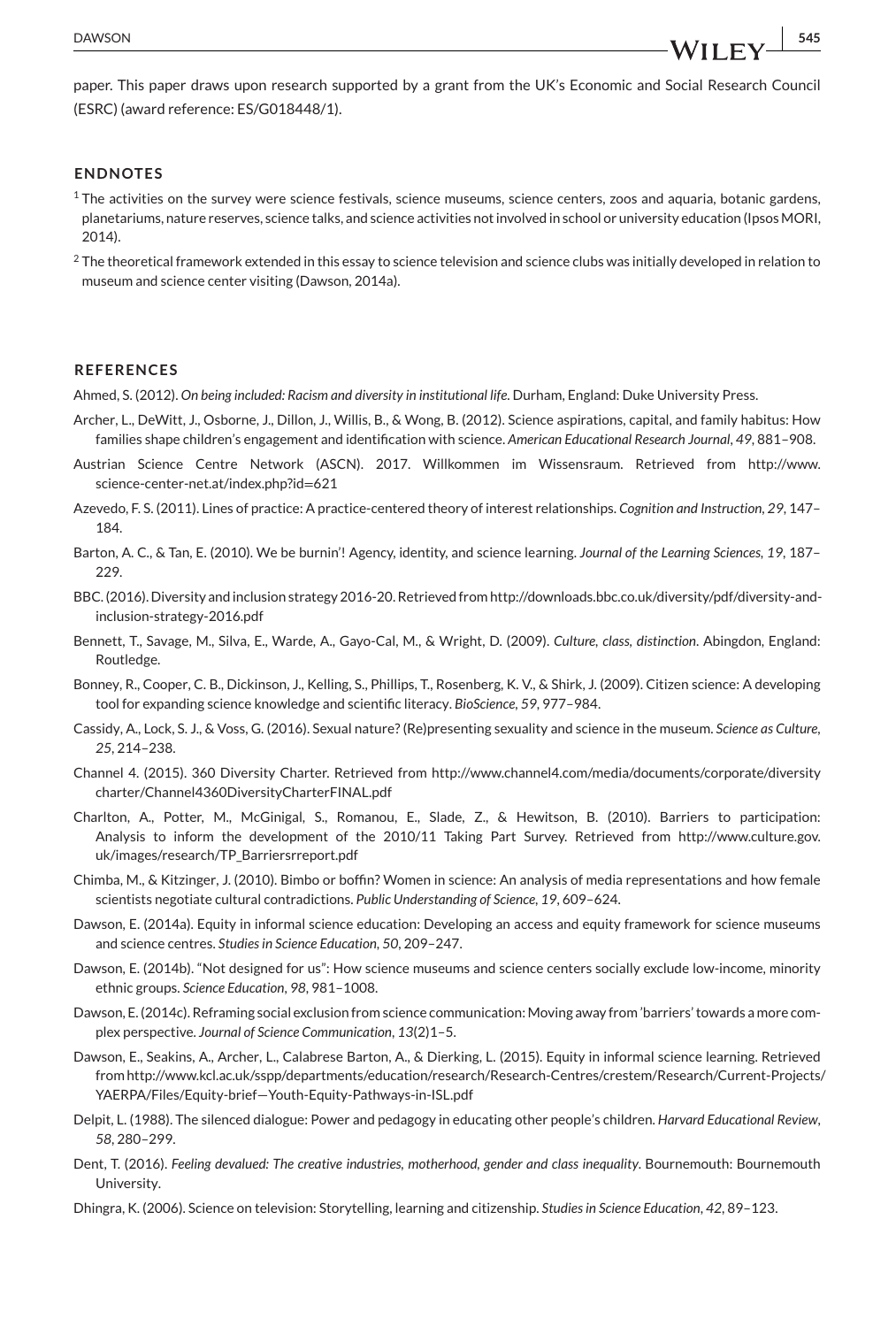paper. This paper draws upon research supported by a grant from the UK's Economic and Social Research Council (ESRC) (award reference: ES/G018448/1).

## ENDNOTES

[1] The activities on the survey were science festivals, science museums, science centers, zoos and aquaria, botanic gardens, planetariums, nature reserves, science talks, and science activities not involved in school or university education (Ipsos MORI, 2014).

[2] The theoretical framework extended in this essay to science television and science clubs was initially developed in relation to museum and science center visiting (Dawson, 2014a).

## REFERENCES

Ahmed, S. (2012). *On being included: Racism and diversity in institutional life*. Durham, England: Duke University Press.

Archer, L., DeWitt, J., Osborne, J., Dillon, J., Willis, B., & Wong, B. (2012). Science aspirations, capital, and family habitus: How families shape children's engagement and identification with science. *American Educational Research Journal*, *49*, 881–908.

Austrian Science Centre Network (ASCN). 2017. Willkommen im Wissensraum. Retrieved from http://www.science-center-net.at/index.php?id=621

Azevedo, F. S. (2011). Lines of practice: A practice-centered theory of interest relationships. *Cognition and Instruction*, *29*, 147–184.

Barton, A. C., & Tan, E. (2010). We be burnin'! Agency, identity, and science learning. *Journal of the Learning Sciences*, *19*, 187–229.

BBC. (2016). Diversity and inclusion strategy 2016-20. Retrieved from http://downloads.bbc.co.uk/diversity/pdf/diversity-and-inclusion-strategy-2016.pdf

Bennett, T., Savage, M., Silva, E., Warde, A., Gayo-Cal, M., & Wright, D. (2009). *Culture, class, distinction*. Abingdon, England: Routledge.

Bonney, R., Cooper, C. B., Dickinson, J., Kelling, S., Phillips, T., Rosenberg, K. V., & Shirk, J. (2009). Citizen science: A developing tool for expanding science knowledge and scientific literacy. *BioScience*, *59*, 977–984.

Cassidy, A., Lock, S. J., & Voss, G. (2016). Sexual nature? (Re)presenting sexuality and science in the museum. *Science as Culture*, *25*, 214–238.

Channel 4. (2015). 360 Diversity Charter. Retrieved from http://www.channel4.com/media/documents/corporate/diversity charter/Channel4360DiversityCharterFINAL.pdf

Charlton, A., Potter, M., McGinigal, S., Romanou, E., Slade, Z., & Hewitson, B. (2010). Barriers to participation: Analysis to inform the development of the 2010/11 Taking Part Survey. Retrieved from http://www.culture.gov.uk/images/research/TP_Barriersrreport.pdf

Chimba, M., & Kitzinger, J. (2010). Bimbo or boffin? Women in science: An analysis of media representations and how female scientists negotiate cultural contradictions. *Public Understanding of Science*, *19*, 609–624.

Dawson, E. (2014a). Equity in informal science education: Developing an access and equity framework for science museums and science centres. *Studies in Science Education*, *50*, 209–247.

Dawson, E. (2014b). "Not designed for us": How science museums and science centers socially exclude low-income, minority ethnic groups. *Science Education*, *98*, 981–1008.

Dawson, E. (2014c). Reframing social exclusion from science communication: Moving away from 'barriers' towards a more complex perspective. *Journal of Science Communication*, *13*(2)1–5.

Dawson, E., Seakins, A., Archer, L., Calabrese Barton, A., & Dierking, L. (2015). Equity in informal science learning. Retrieved from http://www.kcl.ac.uk/sspp/departments/education/research/Research-Centres/crestem/Research/Current-Projects/YAERPA/Files/Equity-brief—Youth-Equity-Pathways-in-ISL.pdf

Delpit, L. (1988). The silenced dialogue: Power and pedagogy in educating other people's children. *Harvard Educational Review*, *58*, 280–299.

Dent, T. (2016). *Feeling devalued: The creative industries, motherhood, gender and class inequality*. Bournemouth: Bournemouth University.

Dhingra, K. (2006). Science on television: Storytelling, learning and citizenship. *Studies in Science Education*, *42*, 89–123.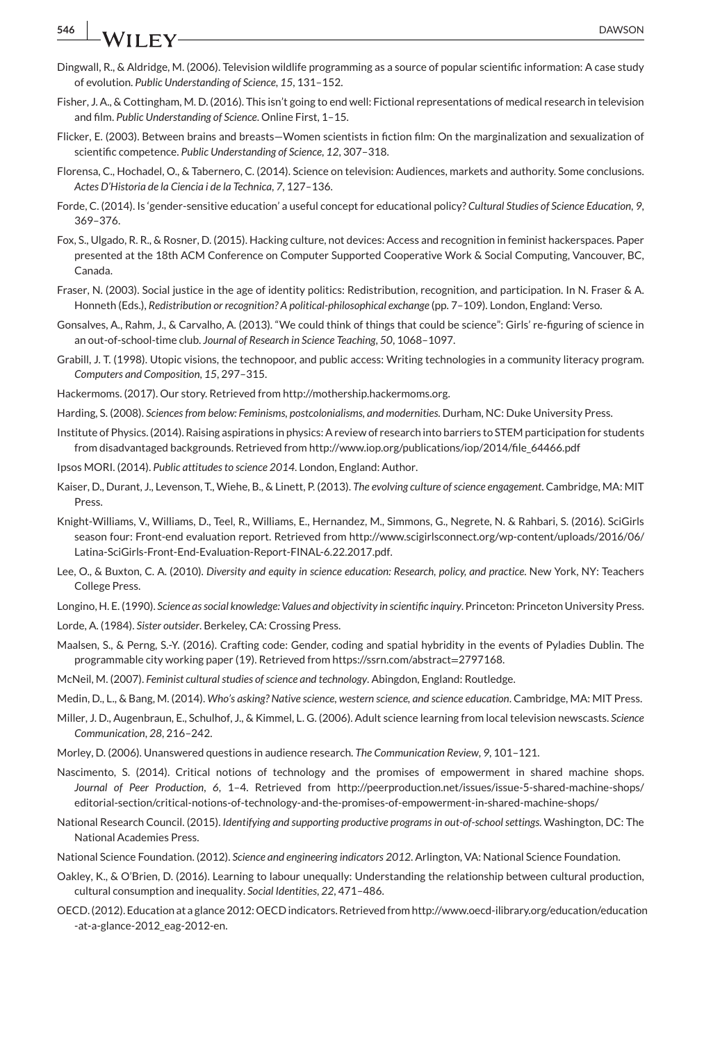Dingwall, R., & Aldridge, M. (2006). Television wildlife programming as a source of popular scientific information: A case study of evolution. *Public Understanding of Science*, *15*, 131–152.

Fisher, J. A., & Cottingham, M. D. (2016). This isn't going to end well: Fictional representations of medical research in television and film. *Public Understanding of Science*. Online First, 1–15.

Flicker, E. (2003). Between brains and breasts—Women scientists in fiction film: On the marginalization and sexualization of scientific competence. *Public Understanding of Science*, *12*, 307–318.

Florensa, C., Hochadel, O., & Tabernero, C. (2014). Science on television: Audiences, markets and authority. Some conclusions. *Actes D'Historia de la Ciencia i de la Technica*, *7*, 127–136.

Forde, C. (2014). Is 'gender-sensitive education' a useful concept for educational policy? *Cultural Studies of Science Education*, *9*, 369–376.

Fox, S., Ulgado, R. R., & Rosner, D. (2015). Hacking culture, not devices: Access and recognition in feminist hackerspaces. Paper presented at the 18th ACM Conference on Computer Supported Cooperative Work & Social Computing, Vancouver, BC, Canada.

Fraser, N. (2003). Social justice in the age of identity politics: Redistribution, recognition, and participation. In N. Fraser & A. Honneth (Eds.), *Redistribution or recognition? A political-philosophical exchange* (pp. 7–109). London, England: Verso.

Gonsalves, A., Rahm, J., & Carvalho, A. (2013). "We could think of things that could be science": Girls' re-figuring of science in an out-of-school-time club. *Journal of Research in Science Teaching*, *50*, 1068–1097.

Grabill, J. T. (1998). Utopic visions, the technopoor, and public access: Writing technologies in a community literacy program. *Computers and Composition*, *15*, 297–315.

Hackermoms. (2017). Our story. Retrieved from http://mothership.hackermoms.org.

Harding, S. (2008). *Sciences from below: Feminisms, postcolonialisms, and modernities*. Durham, NC: Duke University Press.

Institute of Physics. (2014). Raising aspirations in physics: A review of research into barriers to STEM participation for students from disadvantaged backgrounds. Retrieved from http://www.iop.org/publications/iop/2014/file_64466.pdf

Ipsos MORI. (2014). *Public attitudes to science 2014*. London, England: Author.

Kaiser, D., Durant, J., Levenson, T., Wiehe, B., & Linett, P. (2013). *The evolving culture of science engagement*. Cambridge, MA: MIT Press.

Knight-Williams, V., Williams, D., Teel, R., Williams, E., Hernandez, M., Simmons, G., Negrete, N. & Rahbari, S. (2016). SciGirls season four: Front-end evaluation report. Retrieved from http://www.scigirlsconnect.org/wp-content/uploads/2016/06/Latina-SciGirls-Front-End-Evaluation-Report-FINAL-6.22.2017.pdf.

Lee, O., & Buxton, C. A. (2010). *Diversity and equity in science education: Research, policy, and practice*. New York, NY: Teachers College Press.

Longino, H. E. (1990). *Science as social knowledge: Values and objectivity in scientific inquiry*. Princeton: Princeton University Press.

Lorde, A. (1984). *Sister outsider*. Berkeley, CA: Crossing Press.

Maalsen, S., & Perng, S.-Y. (2016). Crafting code: Gender, coding and spatial hybridity in the events of Pyladies Dublin. The programmable city working paper (19). Retrieved from https://ssrn.com/abstract=2797168.

McNeil, M. (2007). *Feminist cultural studies of science and technology*. Abingdon, England: Routledge.

Medin, D., L., & Bang, M. (2014). *Who's asking? Native science, western science, and science education*. Cambridge, MA: MIT Press.

Miller, J. D., Augenbraun, E., Schulhof, J., & Kimmel, L. G. (2006). Adult science learning from local television newscasts. *Science Communication*, *28*, 216–242.

Morley, D. (2006). Unanswered questions in audience research. *The Communication Review*, *9*, 101–121.

Nascimento, S. (2014). Critical notions of technology and the promises of empowerment in shared machine shops. *Journal of Peer Production*, *6*, 1–4. Retrieved from http://peerproduction.net/issues/issue-5-shared-machine-shops/editorial-section/critical-notions-of-technology-and-the-promises-of-empowerment-in-shared-machine-shops/

National Research Council. (2015). *Identifying and supporting productive programs in out-of-school settings*. Washington, DC: The National Academies Press.

National Science Foundation. (2012). *Science and engineering indicators 2012*. Arlington, VA: National Science Foundation.

Oakley, K., & O'Brien, D. (2016). Learning to labour unequally: Understanding the relationship between cultural production, cultural consumption and inequality. *Social Identities*, *22*, 471–486.

OECD. (2012). Education at a glance 2012: OECD indicators. Retrieved from http://www.oecd-ilibrary.org/education/education-at-a-glance-2012_eag-2012-en.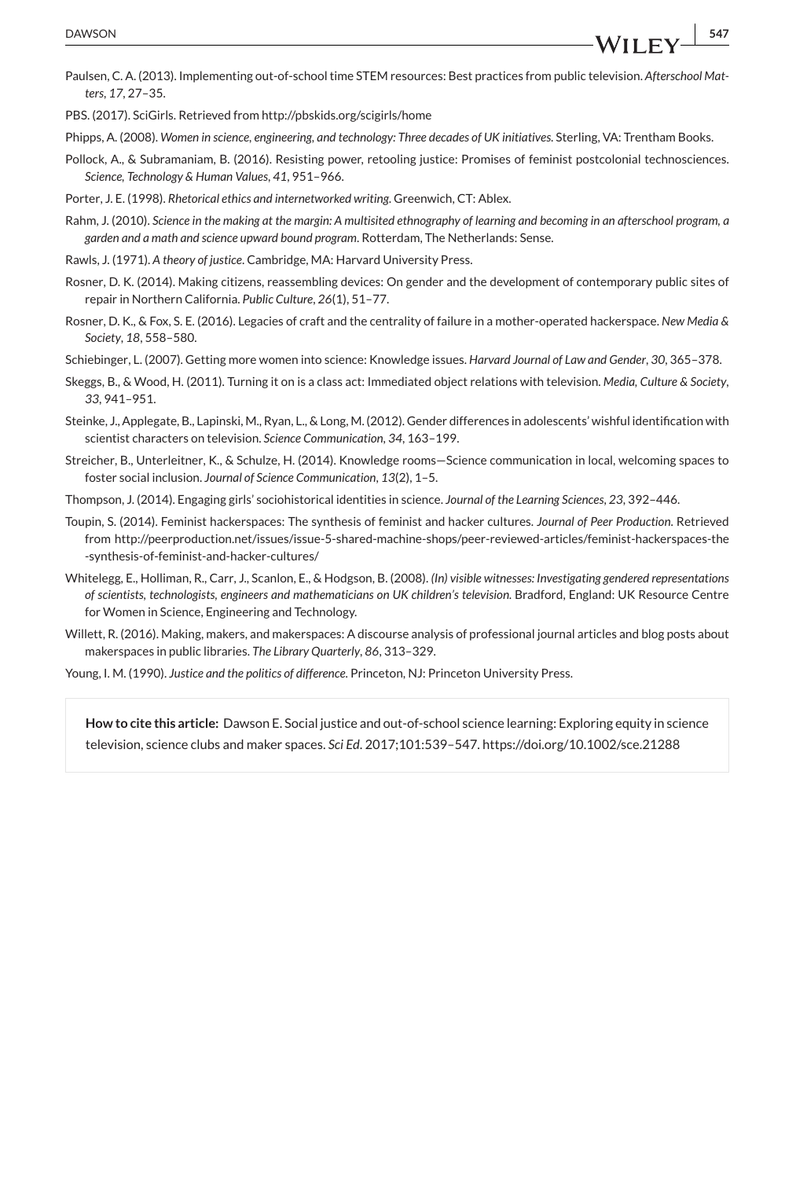Paulsen, C. A. (2013). Implementing out-of-school time STEM resources: Best practices from public television. *Afterschool Matters*, *17*, 27–35.

PBS. (2017). SciGirls. Retrieved from http://pbskids.org/scigirls/home

Phipps, A. (2008). *Women in science, engineering, and technology: Three decades of UK initiatives*. Sterling, VA: Trentham Books.

Pollock, A., & Subramaniam, B. (2016). Resisting power, retooling justice: Promises of feminist postcolonial technosciences. *Science, Technology & Human Values*, *41*, 951–966.

Porter, J. E. (1998). *Rhetorical ethics and internetworked writing*. Greenwich, CT: Ablex.

Rahm, J. (2010). *Science in the making at the margin: A multisited ethnography of learning and becoming in an afterschool program, a garden and a math and science upward bound program*. Rotterdam, The Netherlands: Sense.

Rawls, J. (1971). *A theory of justice*. Cambridge, MA: Harvard University Press.

Rosner, D. K. (2014). Making citizens, reassembling devices: On gender and the development of contemporary public sites of repair in Northern California. *Public Culture*, *26*(1), 51–77.

Rosner, D. K., & Fox, S. E. (2016). Legacies of craft and the centrality of failure in a mother-operated hackerspace. *New Media & Society*, *18*, 558–580.

Schiebinger, L. (2007). Getting more women into science: Knowledge issues. *Harvard Journal of Law and Gender*, *30*, 365–378.

Skeggs, B., & Wood, H. (2011). Turning it on is a class act: Immediated object relations with television. *Media, Culture & Society*, *33*, 941–951.

Steinke, J., Applegate, B., Lapinski, M., Ryan, L., & Long, M. (2012). Gender differences in adolescents' wishful identification with scientist characters on television. *Science Communication*, *34*, 163–199.

Streicher, B., Unterleitner, K., & Schulze, H. (2014). Knowledge rooms—Science communication in local, welcoming spaces to foster social inclusion. *Journal of Science Communication*, *13*(2), 1–5.

Thompson, J. (2014). Engaging girls' sociohistorical identities in science. *Journal of the Learning Sciences*, *23*, 392–446.

Toupin, S. (2014). Feminist hackerspaces: The synthesis of feminist and hacker cultures. *Journal of Peer Production*. Retrieved from http://peerproduction.net/issues/issue-5-shared-machine-shops/peer-reviewed-articles/feminist-hackerspaces-the-synthesis-of-feminist-and-hacker-cultures/

Whitelegg, E., Holliman, R., Carr, J., Scanlon, E., & Hodgson, B. (2008). *(In) visible witnesses: Investigating gendered representations of scientists, technologists, engineers and mathematicians on UK children's television.* Bradford, England: UK Resource Centre for Women in Science, Engineering and Technology.

Willett, R. (2016). Making, makers, and makerspaces: A discourse analysis of professional journal articles and blog posts about makerspaces in public libraries. *The Library Quarterly*, *86*, 313–329.

Young, I. M. (1990). *Justice and the politics of difference*. Princeton, NJ: Princeton University Press.

**How to cite this article:** Dawson E. Social justice and out-of-school science learning: Exploring equity in science television, science clubs and maker spaces. *Sci Ed*. 2017;101:539–547. https://doi.org/10.1002/sce.21288